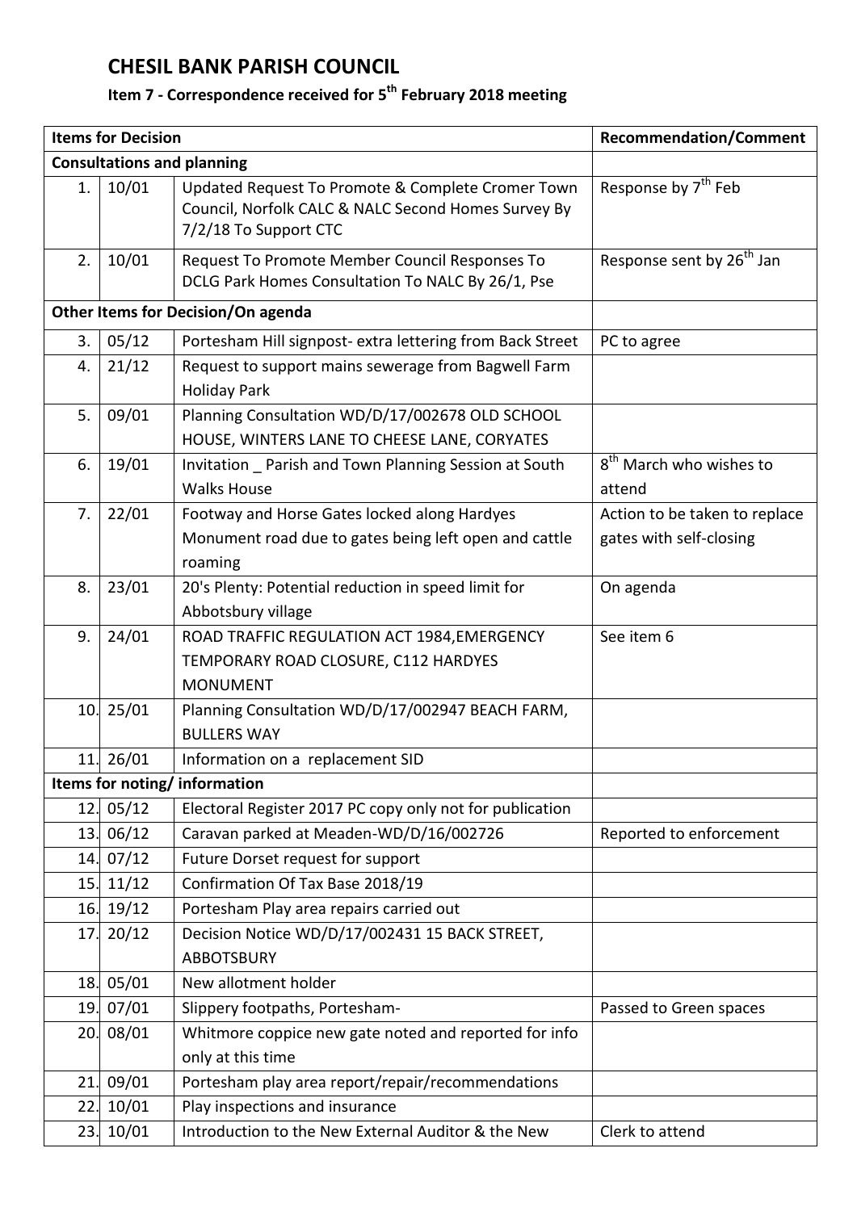# CHESIL BANK PARISH COUNCIL

## Item 7 - Correspondence received for 5th February 2018 meeting

| Items for Decision | | | Recommendation/Comment |
|---|---|---|---|
| **Consultations and planning** | | | |
| 1. | 10/01 | Updated Request To Promote & Complete Cromer Town Council, Norfolk CALC & NALC Second Homes Survey By 7/2/18 To Support CTC | Response by 7th Feb |
| 2. | 10/01 | Request To Promote Member Council Responses To DCLG Park Homes Consultation To NALC By 26/1, Pse | Response sent by 26th Jan |
| **Other Items for Decision/On agenda** | | | |
| 3. | 05/12 | Portesham Hill signpost- extra lettering from Back Street | PC to agree |
| 4. | 21/12 | Request to support mains sewerage from Bagwell Farm Holiday Park | |
| 5. | 09/01 | Planning Consultation WD/D/17/002678 OLD SCHOOL HOUSE, WINTERS LANE TO CHEESE LANE, CORYATES | |
| 6. | 19/01 | Invitation _ Parish and Town Planning Session at South Walks House | 8th March who wishes to attend |
| 7. | 22/01 | Footway and Horse Gates locked along Hardyes Monument road due to gates being left open and cattle roaming | Action to be taken to replace gates with self-closing |
| 8. | 23/01 | 20's Plenty: Potential reduction in speed limit for Abbotsbury village | On agenda |
| 9. | 24/01 | ROAD TRAFFIC REGULATION ACT 1984,EMERGENCY TEMPORARY ROAD CLOSURE, C112 HARDYES MONUMENT | See item 6 |
| 10. | 25/01 | Planning Consultation WD/D/17/002947 BEACH FARM, BULLERS WAY | |
| 11. | 26/01 | Information on a replacement SID | |
| **Items for noting/ information** | | | |
| 12. | 05/12 | Electoral Register 2017 PC copy only not for publication | |
| 13. | 06/12 | Caravan parked at Meaden-WD/D/16/002726 | Reported to enforcement |
| 14. | 07/12 | Future Dorset request for support | |
| 15. | 11/12 | Confirmation Of Tax Base 2018/19 | |
| 16. | 19/12 | Portesham Play area repairs carried out | |
| 17. | 20/12 | Decision Notice WD/D/17/002431 15 BACK STREET, ABBOTSBURY | |
| 18. | 05/01 | New allotment holder | |
| 19. | 07/01 | Slippery footpaths, Portesham- | Passed to Green spaces |
| 20. | 08/01 | Whitmore coppice new gate noted and reported for info only at this time | |
| 21. | 09/01 | Portesham play area report/repair/recommendations | |
| 22. | 10/01 | Play inspections and insurance | |
| 23. | 10/01 | Introduction to the New External Auditor & the New | Clerk to attend |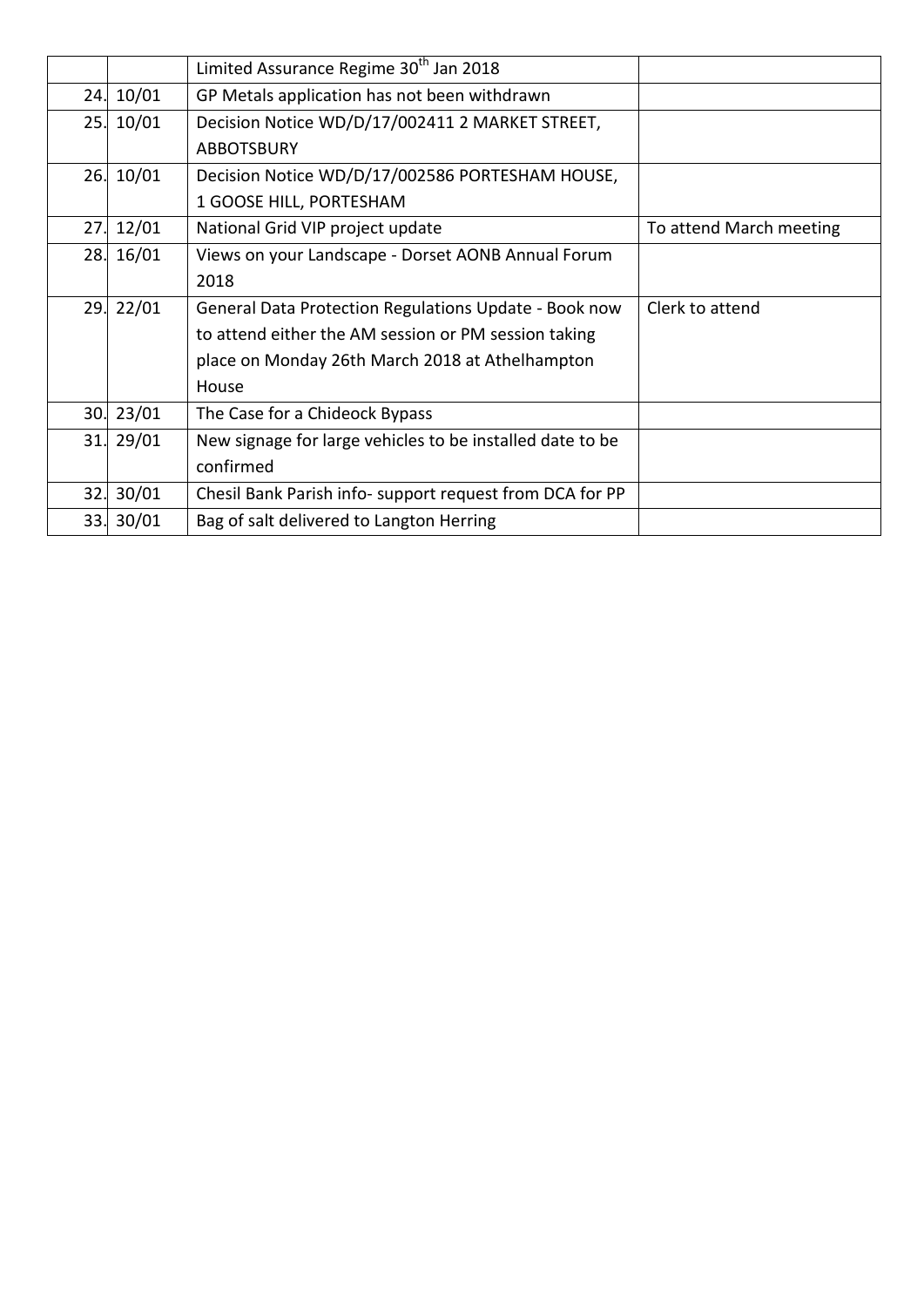| | | | |
|---|---|---|---|
| | | Limited Assurance Regime 30th Jan 2018 | |
| 24. | 10/01 | GP Metals application has not been withdrawn | |
| 25. | 10/01 | Decision Notice WD/D/17/002411 2 MARKET STREET, ABBOTSBURY | |
| 26. | 10/01 | Decision Notice WD/D/17/002586 PORTESHAM HOUSE, 1 GOOSE HILL, PORTESHAM | |
| 27. | 12/01 | National Grid VIP project update | To attend March meeting |
| 28. | 16/01 | Views on your Landscape - Dorset AONB Annual Forum 2018 | |
| 29. | 22/01 | General Data Protection Regulations Update - Book now to attend either the AM session or PM session taking place on Monday 26th March 2018 at Athelhampton House | Clerk to attend |
| 30. | 23/01 | The Case for a Chideock Bypass | |
| 31. | 29/01 | New signage for large vehicles to be installed date to be confirmed | |
| 32. | 30/01 | Chesil Bank Parish info- support request from DCA for PP | |
| 33. | 30/01 | Bag of salt delivered to Langton Herring | |